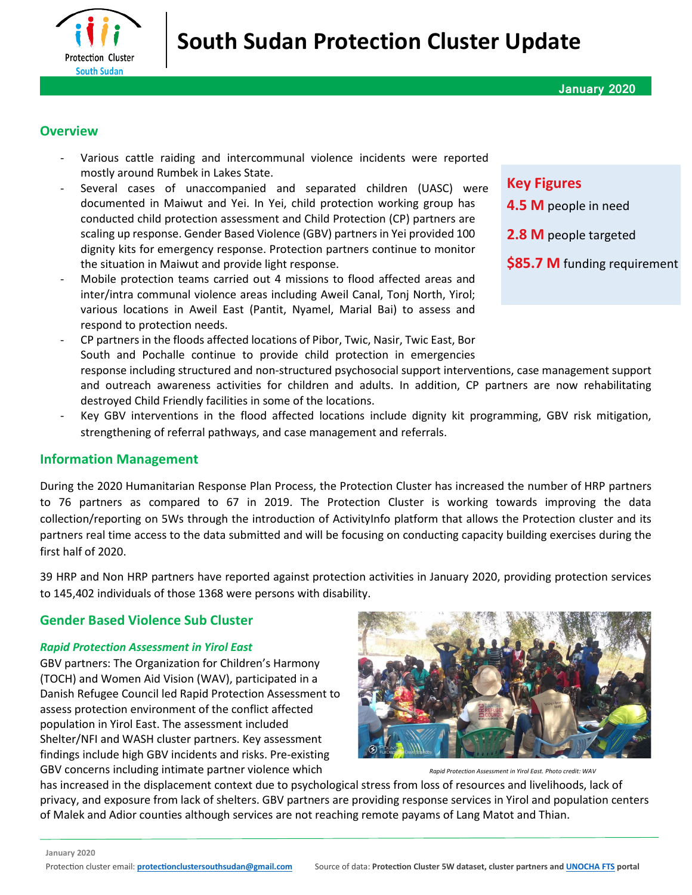Protection Cluster
South Sudan

# South Sudan Protection Cluster Update

**January 2020**

## Overview

- Various cattle raiding and intercommunal violence incidents were reported mostly around Rumbek in Lakes State.
- Several cases of unaccompanied and separated children (UASC) were documented in Maiwut and Yei. In Yei, child protection working group has conducted child protection assessment and Child Protection (CP) partners are scaling up response. Gender Based Violence (GBV) partners in Yei provided 100 dignity kits for emergency response. Protection partners continue to monitor the situation in Maiwut and provide light response.
- Mobile protection teams carried out 4 missions to flood affected areas and inter/intra communal violence areas including Aweil Canal, Tonj North, Yirol; various locations in Aweil East (Pantit, Nyamel, Marial Bai) to assess and respond to protection needs.
- CP partners in the floods affected locations of Pibor, Twic, Nasir, Twic East, Bor South and Pochalle continue to provide child protection in emergencies response including structured and non-structured psychosocial support interventions, case management support and outreach awareness activities for children and adults. In addition, CP partners are now rehabilitating destroyed Child Friendly facilities in some of the locations.
- Key GBV interventions in the flood affected locations include dignity kit programming, GBV risk mitigation, strengthening of referral pathways, and case management and referrals.

### Key Figures

**4.5 M** people in need

**2.8 M** people targeted

**$85.7 M** funding requirement

## Information Management

During the 2020 Humanitarian Response Plan Process, the Protection Cluster has increased the number of HRP partners to 76 partners as compared to 67 in 2019. The Protection Cluster is working towards improving the data collection/reporting on 5Ws through the introduction of ActivityInfo platform that allows the Protection cluster and its partners real time access to the data submitted and will be focusing on conducting capacity building exercises during the first half of 2020.

39 HRP and Non HRP partners have reported against protection activities in January 2020, providing protection services to 145,402 individuals of those 1368 were persons with disability.

## Gender Based Violence Sub Cluster

### *Rapid Protection Assessment in Yirol East*

GBV partners: The Organization for Children's Harmony (TOCH) and Women Aid Vision (WAV), participated in a Danish Refugee Council led Rapid Protection Assessment to assess protection environment of the conflict affected population in Yirol East. The assessment included Shelter/NFI and WASH cluster partners. Key assessment findings include high GBV incidents and risks. Pre-existing GBV concerns including intimate partner violence which has increased in the displacement context due to psychological stress from loss of resources and livelihoods, lack of privacy, and exposure from lack of shelters. GBV partners are providing response services in Yirol and population centers of Malek and Adior counties although services are not reaching remote payams of Lang Matot and Thian.

*Rapid Protection Assessment in Yirol East. Photo credit: WAV*

Protection cluster email: protectionclustersouthsudan@gmail.com    Source of data: **Protection Cluster 5W dataset, cluster partners and UNOCHA FTS portal**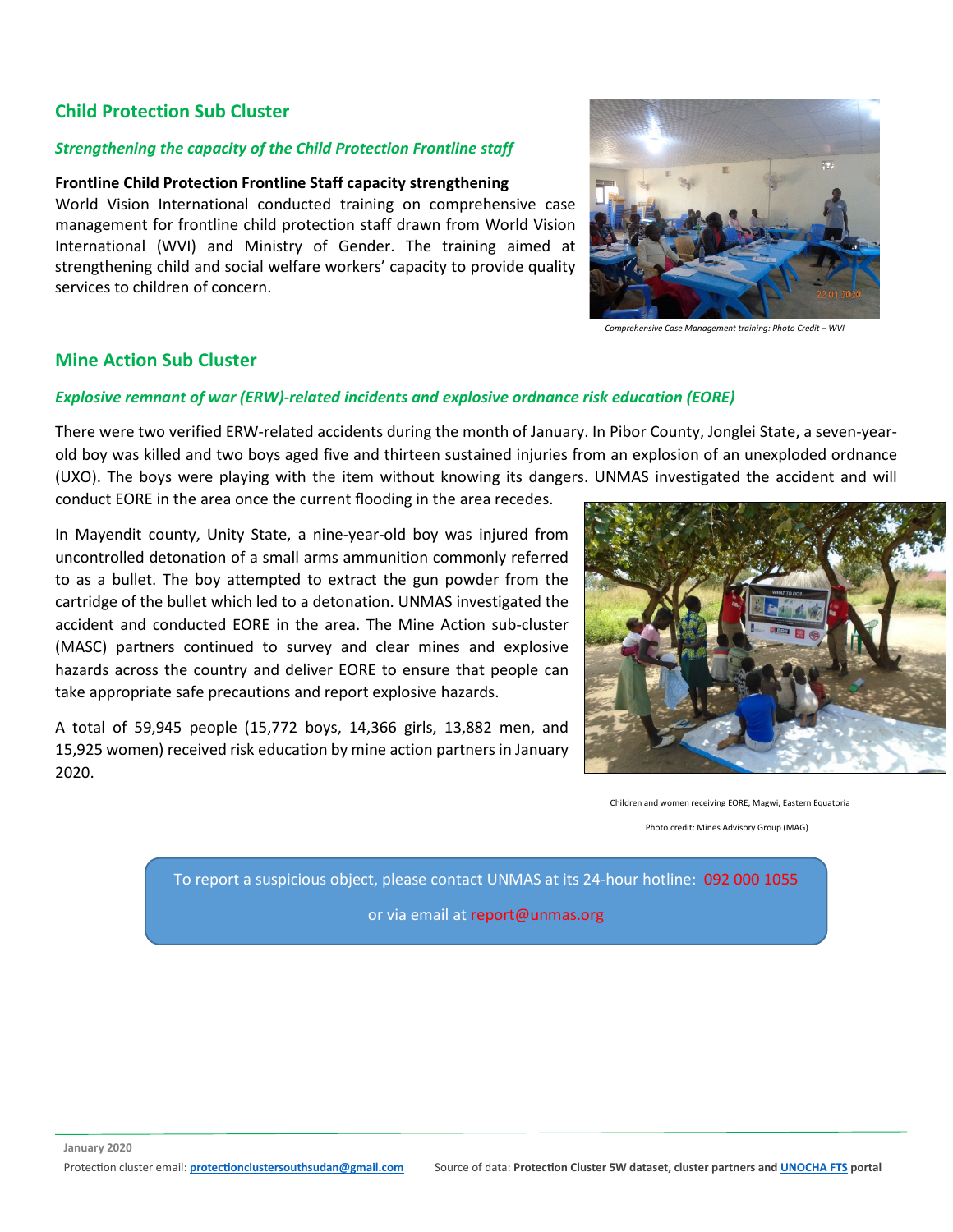## Child Protection Sub Cluster

### *Strengthening the capacity of the Child Protection Frontline staff*

**Frontline Child Protection Frontline Staff capacity strengthening**

World Vision International conducted training on comprehensive case management for frontline child protection staff drawn from World Vision International (WVI) and Ministry of Gender. The training aimed at strengthening child and social welfare workers' capacity to provide quality services to children of concern.

*Comprehensive Case Management training: Photo Credit – WVI*

## Mine Action Sub Cluster

### *Explosive remnant of war (ERW)-related incidents and explosive ordnance risk education (EORE)*

There were two verified ERW-related accidents during the month of January. In Pibor County, Jonglei State, a seven-year-old boy was killed and two boys aged five and thirteen sustained injuries from an explosion of an unexploded ordnance (UXO). The boys were playing with the item without knowing its dangers. UNMAS investigated the accident and will conduct EORE in the area once the current flooding in the area recedes.

In Mayendit county, Unity State, a nine-year-old boy was injured from uncontrolled detonation of a small arms ammunition commonly referred to as a bullet. The boy attempted to extract the gun powder from the cartridge of the bullet which led to a detonation. UNMAS investigated the accident and conducted EORE in the area. The Mine Action sub-cluster (MASC) partners continued to survey and clear mines and explosive hazards across the country and deliver EORE to ensure that people can take appropriate safe precautions and report explosive hazards.

A total of 59,945 people (15,772 boys, 14,366 girls, 13,882 men, and 15,925 women) received risk education by mine action partners in January 2020.

Children and women receiving EORE, Magwi, Eastern Equatoria

Photo credit: Mines Advisory Group (MAG)

To report a suspicious object, please contact UNMAS at its 24-hour hotline: 092 000 1055

or via email at report@unmas.org

January 2020

Protection cluster email: **protectionclustersouthsudan@gmail.com** Source of data: **Protection Cluster 5W dataset, cluster partners and UNOCHA FTS portal**